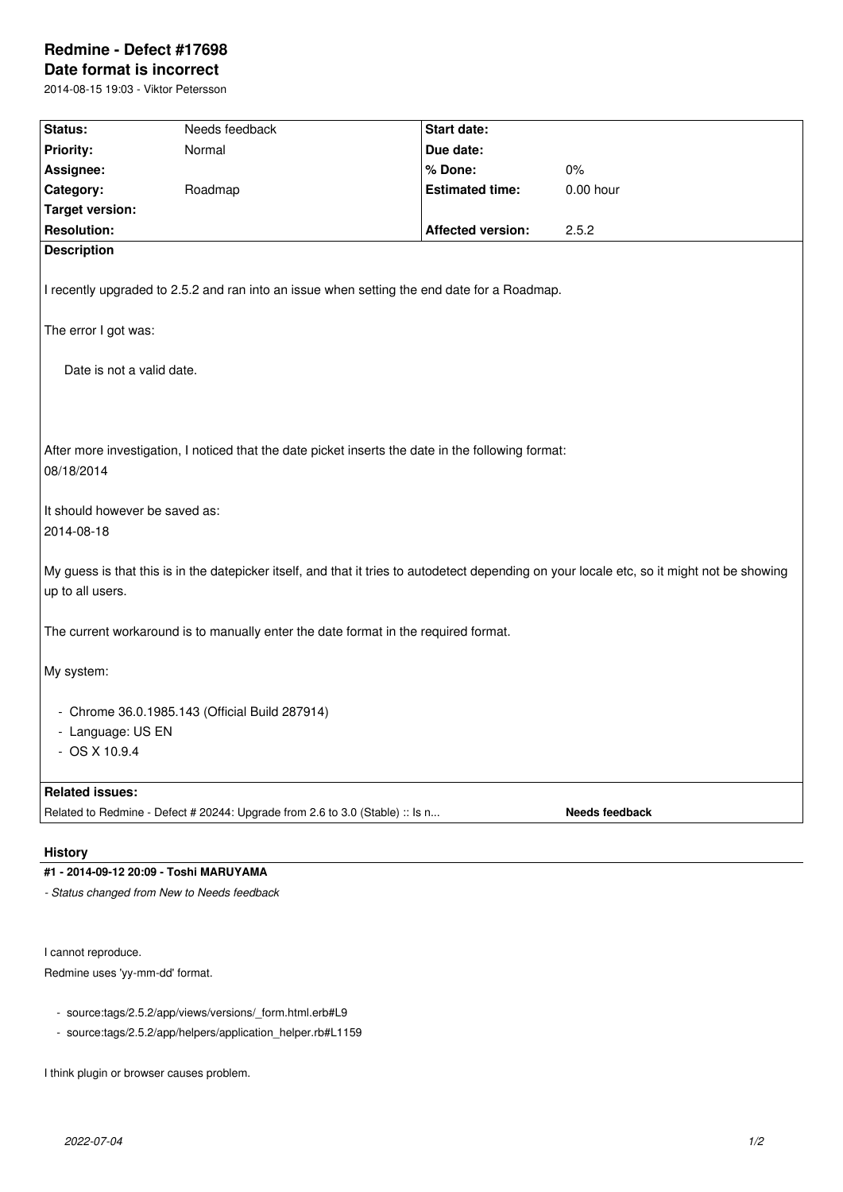# Redmine - Defect #17698

## Date format is incorrect

2014-08-15 19:03 - Viktor Petersson

| | | | |
|---|---|---|---|
| **Status:** | Needs feedback | **Start date:** | |
| **Priority:** | Normal | **Due date:** | |
| **Assignee:** | | **% Done:** | 0% |
| **Category:** | Roadmap | **Estimated time:** | 0.00 hour |
| **Target version:** | | | |
| **Resolution:** | | **Affected version:** | 2.5.2 |

**Description**

I recently upgraded to 2.5.2 and ran into an issue when setting the end date for a Roadmap.

The error I got was:

> Date is not a valid date.

After more investigation, I noticed that the date picket inserts the date in the following format:
08/18/2014

It should however be saved as:
2014-08-18

My guess is that this is in the datepicker itself, and that it tries to autodetect depending on your locale etc, so it might not be showing up to all users.

The current workaround is to manually enter the date format in the required format.

My system:

- Chrome 36.0.1985.143 (Official Build 287914)
- Language: US EN
- OS X 10.9.4

**Related issues:**

Related to Redmine - Defect # 20244: Upgrade from 2.6 to 3.0 (Stable) :: Is n... **Needs feedback**

## History

**#1 - 2014-09-12 20:09 - Toshi MARUYAMA**

*- Status changed from New to Needs feedback*

I cannot reproduce.
Redmine uses 'yy-mm-dd' format.

- source:tags/2.5.2/app/views/versions/_form.html.erb#L9
- source:tags/2.5.2/app/helpers/application_helper.rb#L1159

I think plugin or browser causes problem.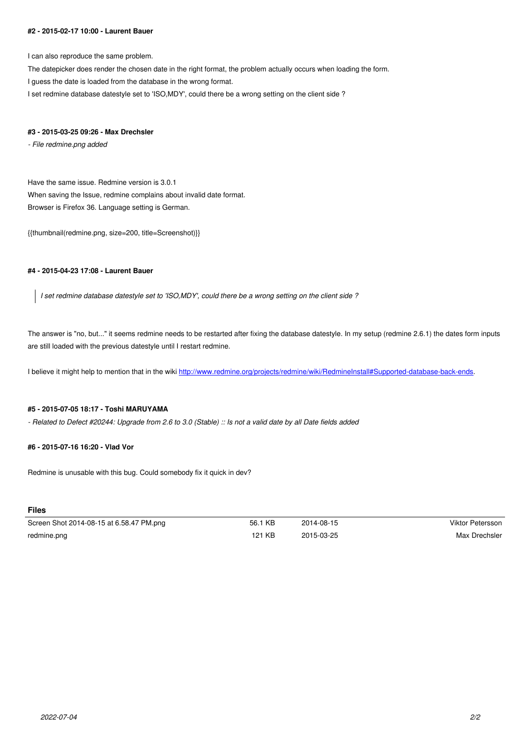#### #2 - 2015-02-17 10:00 - Laurent Bauer

I can also reproduce the same problem.

The datepicker does render the chosen date in the right format, the problem actually occurs when loading the form.

I guess the date is loaded from the database in the wrong format.

I set redmine database datestyle set to 'ISO,MDY', could there be a wrong setting on the client side ?

#### #3 - 2015-03-25 09:26 - Max Drechsler

*- File redmine.png added*

Have the same issue. Redmine version is 3.0.1

When saving the Issue, redmine complains about invalid date format.

Browser is Firefox 36. Language setting is German.

{{thumbnail(redmine.png, size=200, title=Screenshot)}}

#### #4 - 2015-04-23 17:08 - Laurent Bauer

> *I set redmine database datestyle set to 'ISO,MDY', could there be a wrong setting on the client side ?*

The answer is "no, but..." it seems redmine needs to be restarted after fixing the database datestyle. In my setup (redmine 2.6.1) the dates form inputs are still loaded with the previous datestyle until I restart redmine.

I believe it might help to mention that in the wiki http://www.redmine.org/projects/redmine/wiki/RedmineInstall#Supported-database-back-ends.

#### #5 - 2015-07-05 18:17 - Toshi MARUYAMA

*- Related to Defect #20244: Upgrade from 2.6 to 3.0 (Stable) :: Is not a valid date by all Date fields added*

#### #6 - 2015-07-16 16:20 - Vlad Vor

Redmine is unusable with this bug. Could somebody fix it quick in dev?

### Files

| | | | |
|---|---|---|---|
| Screen Shot 2014-08-15 at 6.58.47 PM.png | 56.1 KB | 2014-08-15 | Viktor Petersson |
| redmine.png | 121 KB | 2015-03-25 | Max Drechsler |